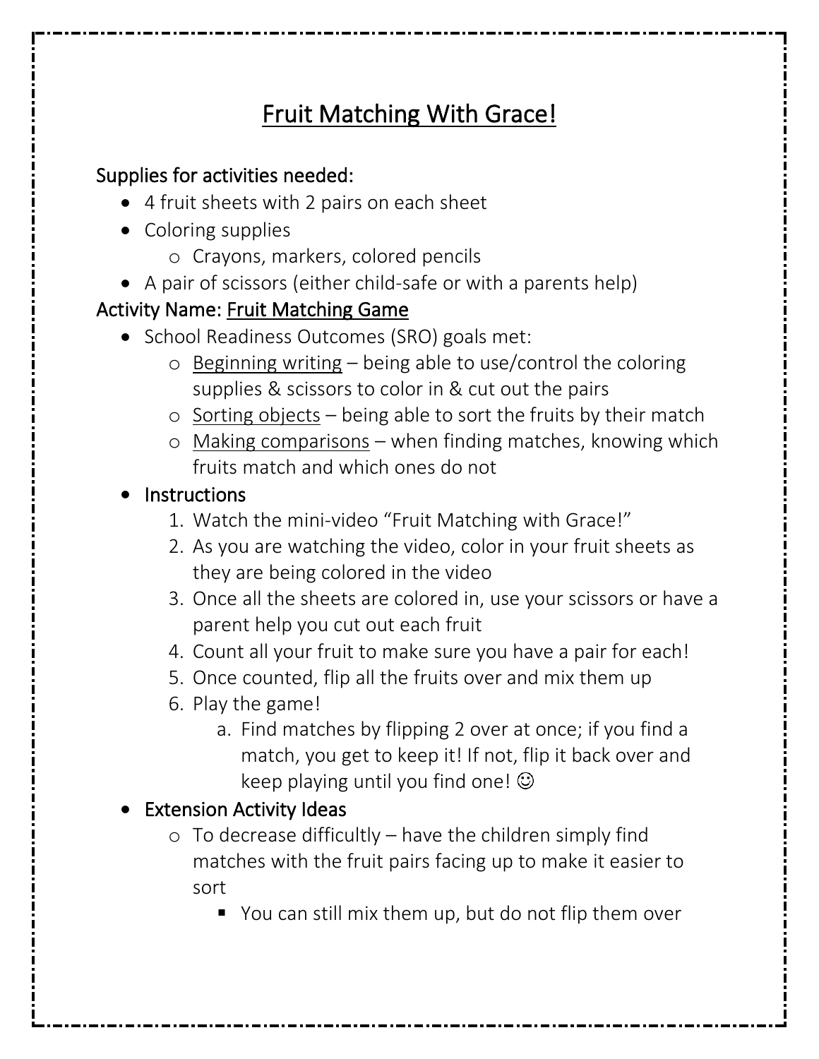# Fruit Matching With Grace!

## Supplies for activities needed:

- 4 fruit sheets with 2 pairs on each sheet
- Coloring supplies
  - Crayons, markers, colored pencils
- A pair of scissors (either child-safe or with a parents help)

## Activity Name: Fruit Matching Game

- School Readiness Outcomes (SRO) goals met:
  - Beginning writing – being able to use/control the coloring supplies & scissors to color in & cut out the pairs
  - Sorting objects – being able to sort the fruits by their match
  - Making comparisons – when finding matches, knowing which fruits match and which ones do not
- **Instructions**
  1. Watch the mini-video "Fruit Matching with Grace!"
  2. As you are watching the video, color in your fruit sheets as they are being colored in the video
  3. Once all the sheets are colored in, use your scissors or have a parent help you cut out each fruit
  4. Count all your fruit to make sure you have a pair for each!
  5. Once counted, flip all the fruits over and mix them up
  6. Play the game!
     a. Find matches by flipping 2 over at once; if you find a match, you get to keep it! If not, flip it back over and keep playing until you find one! ☺
- **Extension Activity Ideas**
  - To decrease difficultly – have the children simply find matches with the fruit pairs facing up to make it easier to sort
    - You can still mix them up, but do not flip them over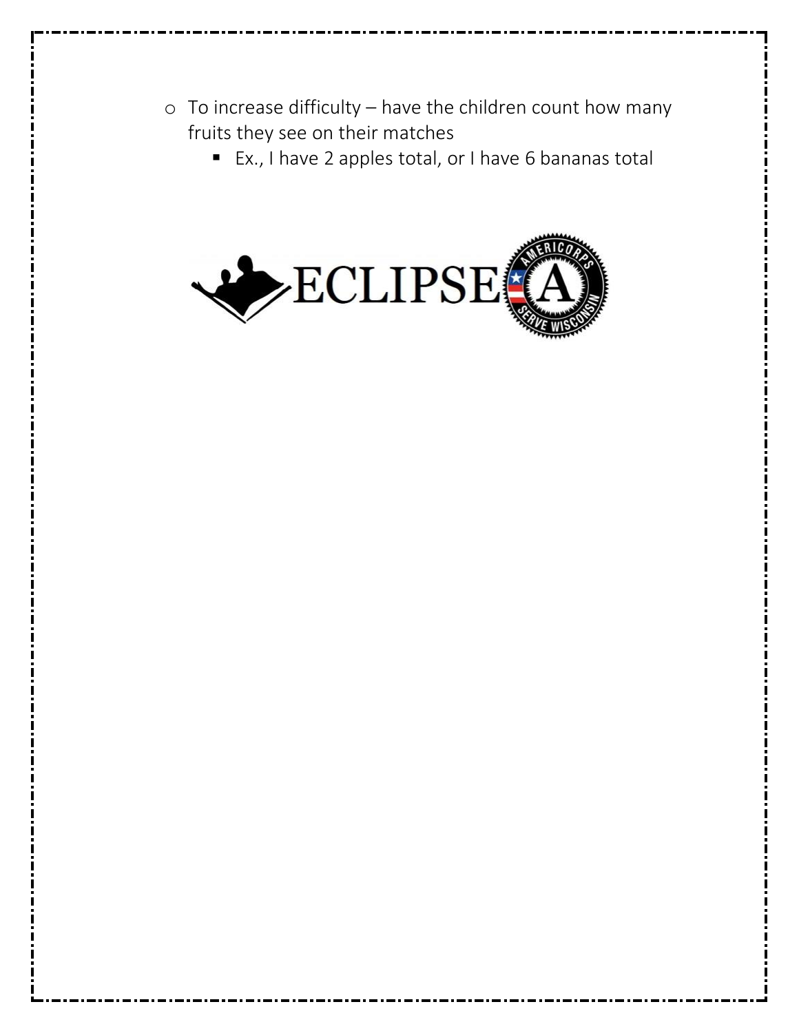- To increase difficulty – have the children count how many fruits they see on their matches
  - Ex., I have 2 apples total, or I have 6 bananas total